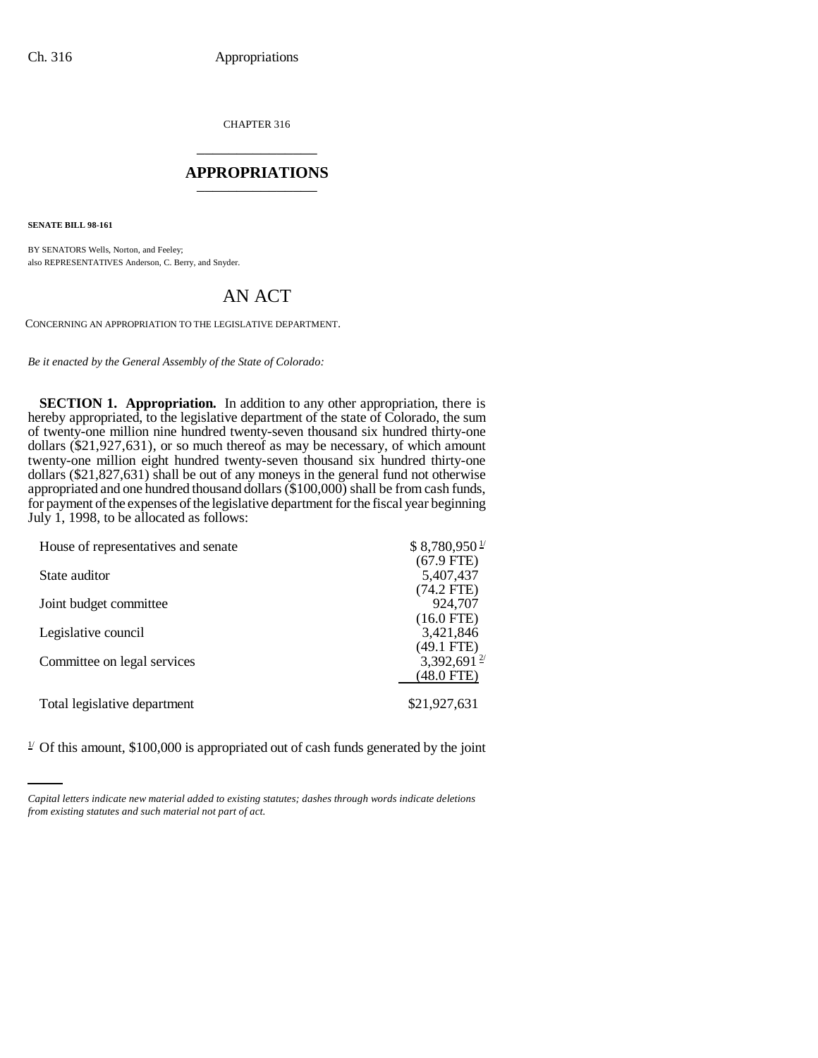CHAPTER 316

## APPROPRIATIONS

**SENATE BILL 98-161**

BY SENATORS Wells, Norton, and Feeley;
also REPRESENTATIVES Anderson, C. Berry, and Snyder.

# AN ACT

CONCERNING AN APPROPRIATION TO THE LEGISLATIVE DEPARTMENT.

*Be it enacted by the General Assembly of the State of Colorado:*

**SECTION 1. Appropriation.** In addition to any other appropriation, there is hereby appropriated, to the legislative department of the state of Colorado, the sum of twenty-one million nine hundred twenty-seven thousand six hundred thirty-one dollars ($21,927,631), or so much thereof as may be necessary, of which amount twenty-one million eight hundred twenty-seven thousand six hundred thirty-one dollars ($21,827,631) shall be out of any moneys in the general fund not otherwise appropriated and one hundred thousand dollars ($100,000) shall be from cash funds, for payment of the expenses of the legislative department for the fiscal year beginning July 1, 1998, to be allocated as follows:

| | |
|---|---|
| House of representatives and senate | $ 8,780,950 [1/] |
| | (67.9 FTE) |
| State auditor | 5,407,437 |
| | (74.2 FTE) |
| Joint budget committee | 924,707 |
| | (16.0 FTE) |
| Legislative council | 3,421,846 |
| | (49.1 FTE) |
| Committee on legal services | 3,392,691 [2/] |
| | (48.0 FTE) |
| Total legislative department | $21,927,631 |

[1/] Of this amount, $100,000 is appropriated out of cash funds generated by the joint

*Capital letters indicate new material added to existing statutes; dashes through words indicate deletions from existing statutes and such material not part of act.*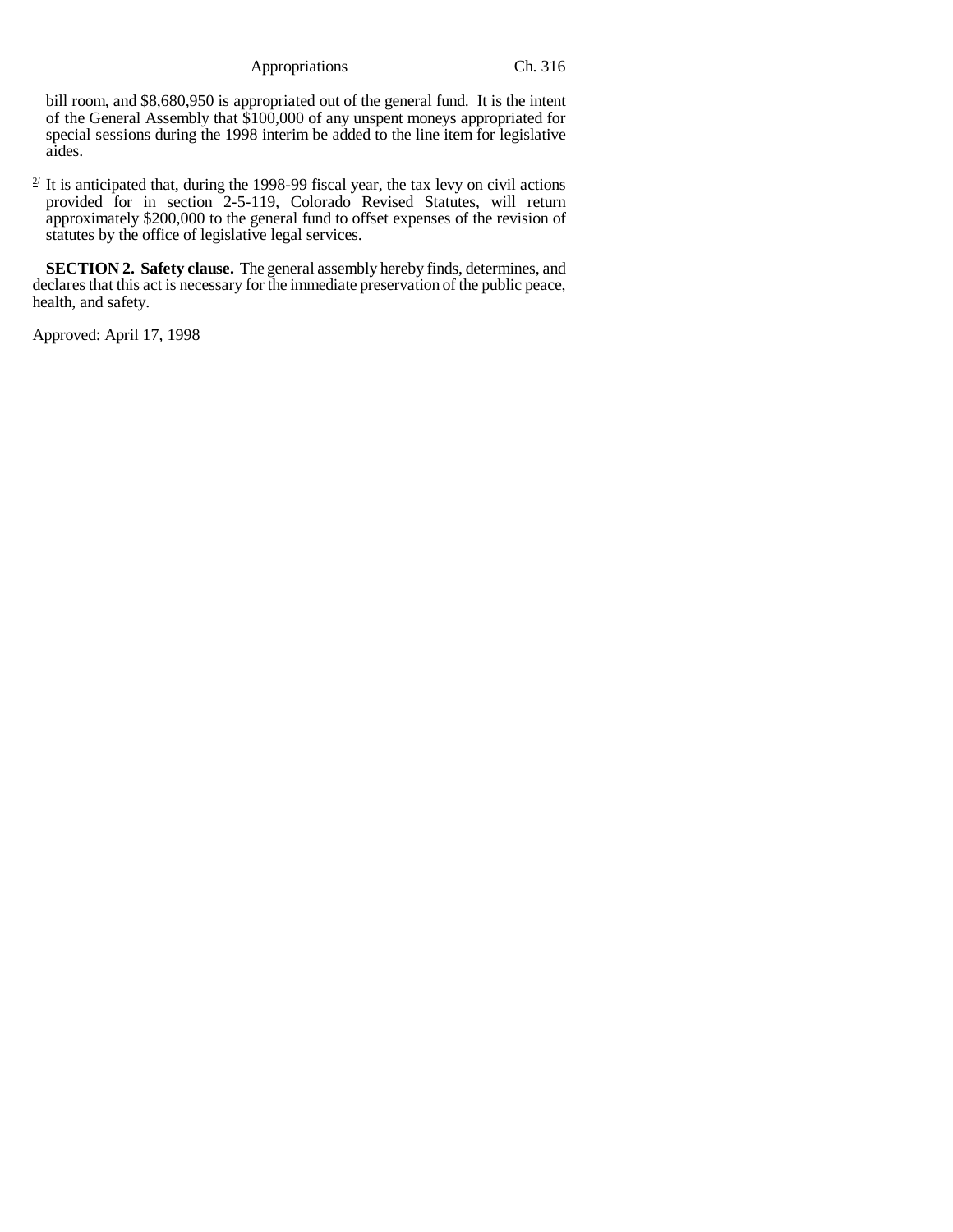bill room, and $8,680,950 is appropriated out of the general fund. It is the intent of the General Assembly that $100,000 of any unspent moneys appropriated for special sessions during the 1998 interim be added to the line item for legislative aides.

[2/] It is anticipated that, during the 1998-99 fiscal year, the tax levy on civil actions provided for in section 2-5-119, Colorado Revised Statutes, will return approximately $200,000 to the general fund to offset expenses of the revision of statutes by the office of legislative legal services.

**SECTION 2. Safety clause.** The general assembly hereby finds, determines, and declares that this act is necessary for the immediate preservation of the public peace, health, and safety.

Approved: April 17, 1998